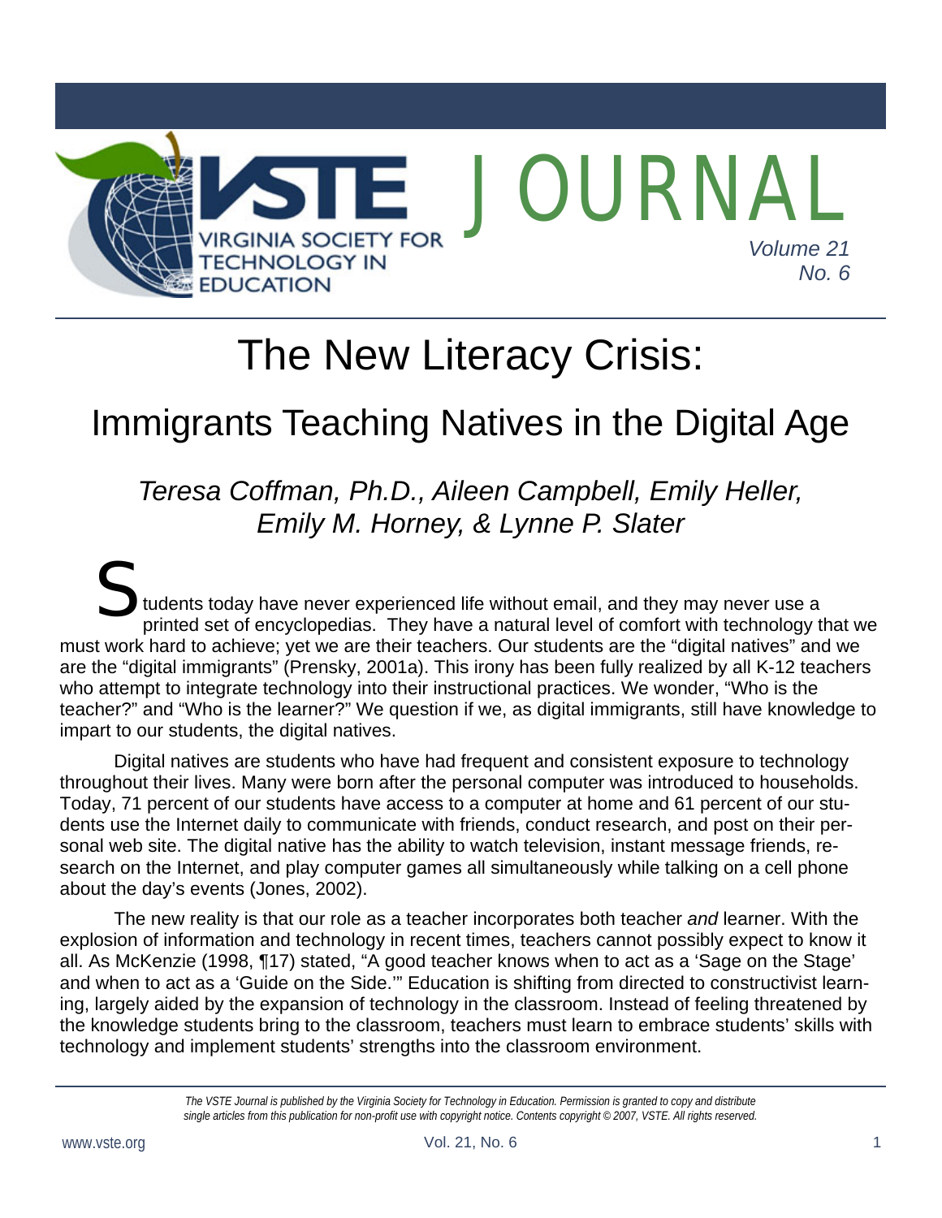# The New Literacy Crisis:

## Immigrants Teaching Natives in the Digital Age

*Teresa Coffman, Ph.D., Aileen Campbell, Emily Heller, Emily M. Horney, & Lynne P. Slater*

Students today have never experienced life without email, and they may never use a printed set of encyclopedias. They have a natural level of comfort with technology that we must work hard to achieve; yet we are their teachers. Our students are the "digital natives" and we are the "digital immigrants" (Prensky, 2001a). This irony has been fully realized by all K-12 teachers who attempt to integrate technology into their instructional practices. We wonder, "Who is the teacher?" and "Who is the learner?" We question if we, as digital immigrants, still have knowledge to impart to our students, the digital natives.

Digital natives are students who have had frequent and consistent exposure to technology throughout their lives. Many were born after the personal computer was introduced to households. Today, 71 percent of our students have access to a computer at home and 61 percent of our students use the Internet daily to communicate with friends, conduct research, and post on their personal web site. The digital native has the ability to watch television, instant message friends, research on the Internet, and play computer games all simultaneously while talking on a cell phone about the day's events (Jones, 2002).

The new reality is that our role as a teacher incorporates both teacher *and* learner. With the explosion of information and technology in recent times, teachers cannot possibly expect to know it all. As McKenzie (1998, ¶17) stated, "A good teacher knows when to act as a 'Sage on the Stage' and when to act as a 'Guide on the Side.'" Education is shifting from directed to constructivist learning, largely aided by the expansion of technology in the classroom. Instead of feeling threatened by the knowledge students bring to the classroom, teachers must learn to embrace students' skills with technology and implement students' strengths into the classroom environment.

*The VSTE Journal is published by the Virginia Society for Technology in Education. Permission is granted to copy and distribute single articles from this publication for non-profit use with copyright notice. Contents copyright © 2007, VSTE. All rights reserved.*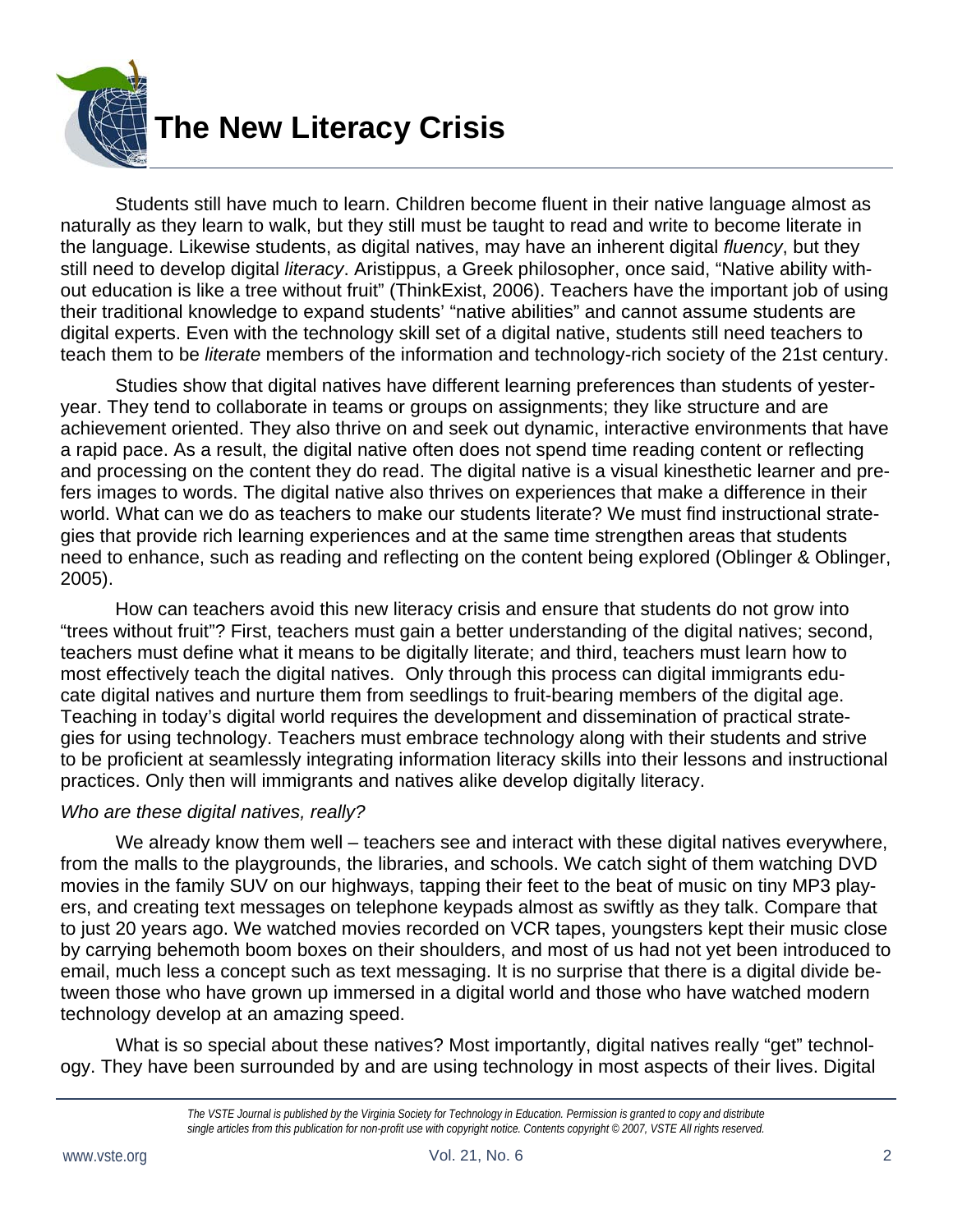# The New Literacy Crisis

Students still have much to learn. Children become fluent in their native language almost as naturally as they learn to walk, but they still must be taught to read and write to become literate in the language. Likewise students, as digital natives, may have an inherent digital *fluency*, but they still need to develop digital *literacy*. Aristippus, a Greek philosopher, once said, "Native ability without education is like a tree without fruit" (ThinkExist, 2006). Teachers have the important job of using their traditional knowledge to expand students' "native abilities" and cannot assume students are digital experts. Even with the technology skill set of a digital native, students still need teachers to teach them to be *literate* members of the information and technology-rich society of the 21st century.

Studies show that digital natives have different learning preferences than students of yesteryear. They tend to collaborate in teams or groups on assignments; they like structure and are achievement oriented. They also thrive on and seek out dynamic, interactive environments that have a rapid pace. As a result, the digital native often does not spend time reading content or reflecting and processing on the content they do read. The digital native is a visual kinesthetic learner and prefers images to words. The digital native also thrives on experiences that make a difference in their world. What can we do as teachers to make our students literate? We must find instructional strategies that provide rich learning experiences and at the same time strengthen areas that students need to enhance, such as reading and reflecting on the content being explored (Oblinger & Oblinger, 2005).

How can teachers avoid this new literacy crisis and ensure that students do not grow into "trees without fruit"? First, teachers must gain a better understanding of the digital natives; second, teachers must define what it means to be digitally literate; and third, teachers must learn how to most effectively teach the digital natives. Only through this process can digital immigrants educate digital natives and nurture them from seedlings to fruit-bearing members of the digital age. Teaching in today's digital world requires the development and dissemination of practical strategies for using technology. Teachers must embrace technology along with their students and strive to be proficient at seamlessly integrating information literacy skills into their lessons and instructional practices. Only then will immigrants and natives alike develop digitally literacy.

*Who are these digital natives, really?*

We already know them well – teachers see and interact with these digital natives everywhere, from the malls to the playgrounds, the libraries, and schools. We catch sight of them watching DVD movies in the family SUV on our highways, tapping their feet to the beat of music on tiny MP3 players, and creating text messages on telephone keypads almost as swiftly as they talk. Compare that to just 20 years ago. We watched movies recorded on VCR tapes, youngsters kept their music close by carrying behemoth boom boxes on their shoulders, and most of us had not yet been introduced to email, much less a concept such as text messaging. It is no surprise that there is a digital divide between those who have grown up immersed in a digital world and those who have watched modern technology develop at an amazing speed.

What is so special about these natives? Most importantly, digital natives really "get" technology. They have been surrounded by and are using technology in most aspects of their lives. Digital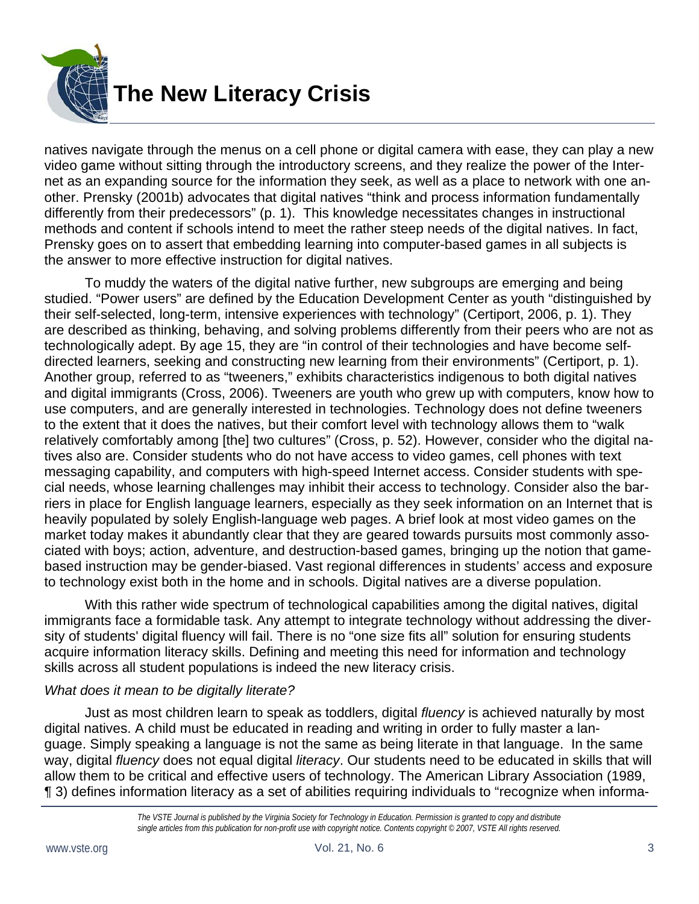natives navigate through the menus on a cell phone or digital camera with ease, they can play a new video game without sitting through the introductory screens, and they realize the power of the Internet as an expanding source for the information they seek, as well as a place to network with one another. Prensky (2001b) advocates that digital natives "think and process information fundamentally differently from their predecessors" (p. 1). This knowledge necessitates changes in instructional methods and content if schools intend to meet the rather steep needs of the digital natives. In fact, Prensky goes on to assert that embedding learning into computer-based games in all subjects is the answer to more effective instruction for digital natives.

To muddy the waters of the digital native further, new subgroups are emerging and being studied. "Power users" are defined by the Education Development Center as youth "distinguished by their self-selected, long-term, intensive experiences with technology" (Certiport, 2006, p. 1). They are described as thinking, behaving, and solving problems differently from their peers who are not as technologically adept. By age 15, they are "in control of their technologies and have become self-directed learners, seeking and constructing new learning from their environments" (Certiport, p. 1). Another group, referred to as "tweeners," exhibits characteristics indigenous to both digital natives and digital immigrants (Cross, 2006). Tweeners are youth who grew up with computers, know how to use computers, and are generally interested in technologies. Technology does not define tweeners to the extent that it does the natives, but their comfort level with technology allows them to "walk relatively comfortably among [the] two cultures" (Cross, p. 52). However, consider who the digital natives also are. Consider students who do not have access to video games, cell phones with text messaging capability, and computers with high-speed Internet access. Consider students with special needs, whose learning challenges may inhibit their access to technology. Consider also the barriers in place for English language learners, especially as they seek information on an Internet that is heavily populated by solely English-language web pages. A brief look at most video games on the market today makes it abundantly clear that they are geared towards pursuits most commonly associated with boys; action, adventure, and destruction-based games, bringing up the notion that game-based instruction may be gender-biased. Vast regional differences in students' access and exposure to technology exist both in the home and in schools. Digital natives are a diverse population.

With this rather wide spectrum of technological capabilities among the digital natives, digital immigrants face a formidable task. Any attempt to integrate technology without addressing the diversity of students' digital fluency will fail. There is no "one size fits all" solution for ensuring students acquire information literacy skills. Defining and meeting this need for information and technology skills across all student populations is indeed the new literacy crisis.

*What does it mean to be digitally literate?*

Just as most children learn to speak as toddlers, digital *fluency* is achieved naturally by most digital natives. A child must be educated in reading and writing in order to fully master a language. Simply speaking a language is not the same as being literate in that language. In the same way, digital *fluency* does not equal digital *literacy*. Our students need to be educated in skills that will allow them to be critical and effective users of technology. The American Library Association (1989, ¶ 3) defines information literacy as a set of abilities requiring individuals to "recognize when informa-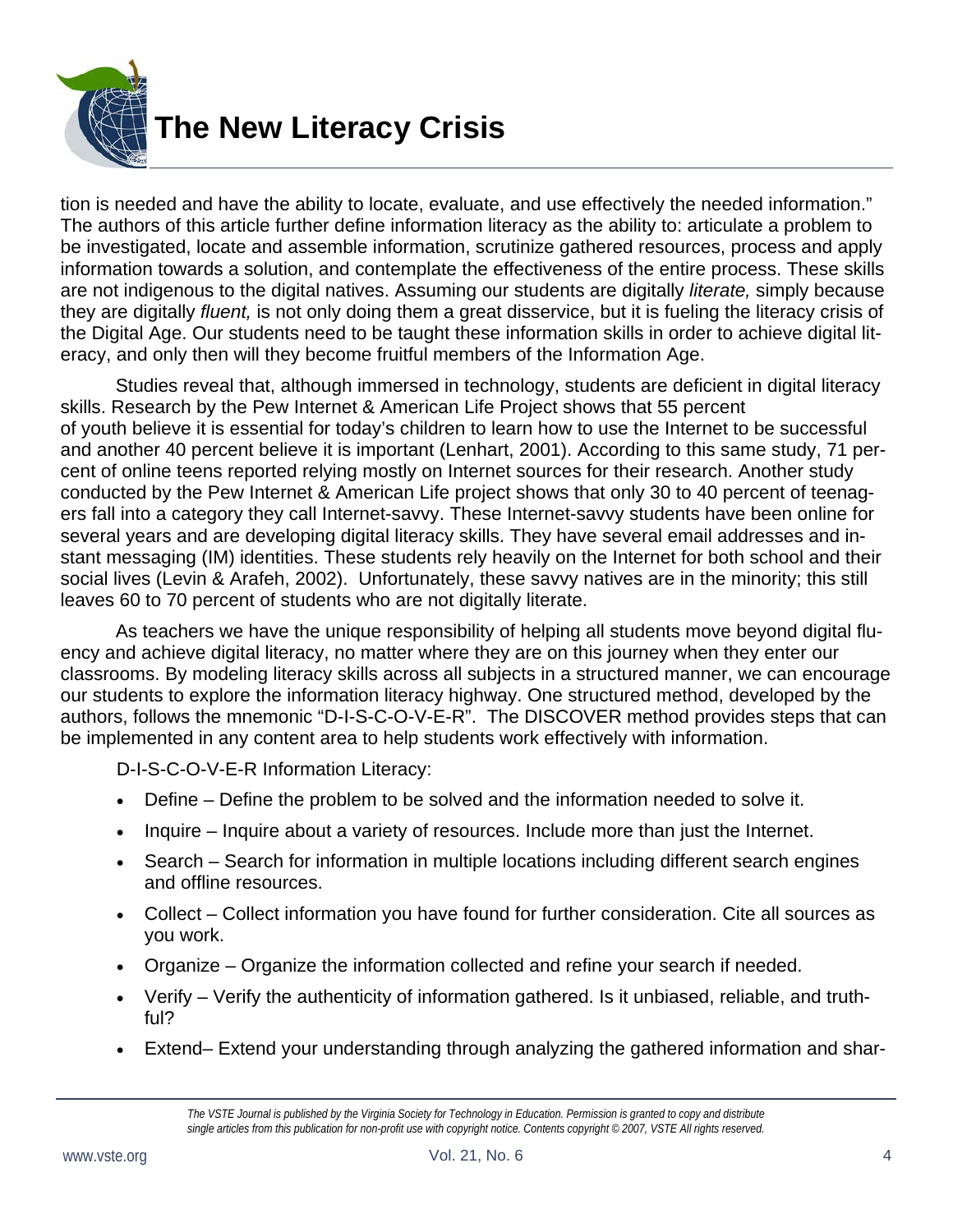tion is needed and have the ability to locate, evaluate, and use effectively the needed information." The authors of this article further define information literacy as the ability to: articulate a problem to be investigated, locate and assemble information, scrutinize gathered resources, process and apply information towards a solution, and contemplate the effectiveness of the entire process. These skills are not indigenous to the digital natives. Assuming our students are digitally *literate,* simply because they are digitally *fluent,* is not only doing them a great disservice, but it is fueling the literacy crisis of the Digital Age. Our students need to be taught these information skills in order to achieve digital literacy, and only then will they become fruitful members of the Information Age.

Studies reveal that, although immersed in technology, students are deficient in digital literacy skills. Research by the Pew Internet & American Life Project shows that 55 percent of youth believe it is essential for today's children to learn how to use the Internet to be successful and another 40 percent believe it is important (Lenhart, 2001). According to this same study, 71 percent of online teens reported relying mostly on Internet sources for their research. Another study conducted by the Pew Internet & American Life project shows that only 30 to 40 percent of teenagers fall into a category they call Internet-savvy. These Internet-savvy students have been online for several years and are developing digital literacy skills. They have several email addresses and instant messaging (IM) identities. These students rely heavily on the Internet for both school and their social lives (Levin & Arafeh, 2002). Unfortunately, these savvy natives are in the minority; this still leaves 60 to 70 percent of students who are not digitally literate.

As teachers we have the unique responsibility of helping all students move beyond digital fluency and achieve digital literacy, no matter where they are on this journey when they enter our classrooms. By modeling literacy skills across all subjects in a structured manner, we can encourage our students to explore the information literacy highway. One structured method, developed by the authors, follows the mnemonic "D-I-S-C-O-V-E-R". The DISCOVER method provides steps that can be implemented in any content area to help students work effectively with information.

D-I-S-C-O-V-E-R Information Literacy:

- Define – Define the problem to be solved and the information needed to solve it.
- Inquire – Inquire about a variety of resources. Include more than just the Internet.
- Search – Search for information in multiple locations including different search engines and offline resources.
- Collect – Collect information you have found for further consideration. Cite all sources as you work.
- Organize – Organize the information collected and refine your search if needed.
- Verify – Verify the authenticity of information gathered. Is it unbiased, reliable, and truthful?
- Extend– Extend your understanding through analyzing the gathered information and shar-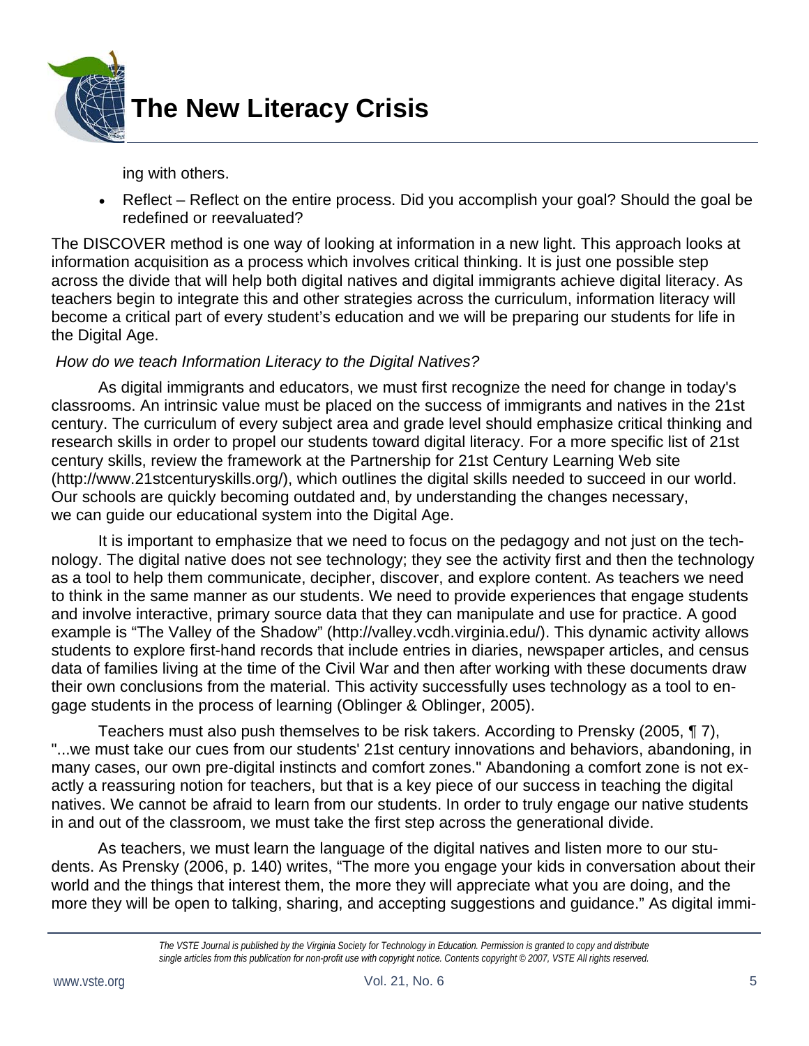ing with others.

- Reflect – Reflect on the entire process. Did you accomplish your goal? Should the goal be redefined or reevaluated?

The DISCOVER method is one way of looking at information in a new light. This approach looks at information acquisition as a process which involves critical thinking. It is just one possible step across the divide that will help both digital natives and digital immigrants achieve digital literacy. As teachers begin to integrate this and other strategies across the curriculum, information literacy will become a critical part of every student's education and we will be preparing our students for life in the Digital Age.

*How do we teach Information Literacy to the Digital Natives?*

As digital immigrants and educators, we must first recognize the need for change in today's classrooms. An intrinsic value must be placed on the success of immigrants and natives in the 21st century. The curriculum of every subject area and grade level should emphasize critical thinking and research skills in order to propel our students toward digital literacy. For a more specific list of 21st century skills, review the framework at the Partnership for 21st Century Learning Web site (http://www.21stcenturyskills.org/), which outlines the digital skills needed to succeed in our world. Our schools are quickly becoming outdated and, by understanding the changes necessary, we can guide our educational system into the Digital Age.

It is important to emphasize that we need to focus on the pedagogy and not just on the technology. The digital native does not see technology; they see the activity first and then the technology as a tool to help them communicate, decipher, discover, and explore content. As teachers we need to think in the same manner as our students. We need to provide experiences that engage students and involve interactive, primary source data that they can manipulate and use for practice. A good example is "The Valley of the Shadow" (http://valley.vcdh.virginia.edu/). This dynamic activity allows students to explore first-hand records that include entries in diaries, newspaper articles, and census data of families living at the time of the Civil War and then after working with these documents draw their own conclusions from the material. This activity successfully uses technology as a tool to engage students in the process of learning (Oblinger & Oblinger, 2005).

Teachers must also push themselves to be risk takers. According to Prensky (2005, ¶ 7), "...we must take our cues from our students' 21st century innovations and behaviors, abandoning, in many cases, our own pre-digital instincts and comfort zones." Abandoning a comfort zone is not exactly a reassuring notion for teachers, but that is a key piece of our success in teaching the digital natives. We cannot be afraid to learn from our students. In order to truly engage our native students in and out of the classroom, we must take the first step across the generational divide.

As teachers, we must learn the language of the digital natives and listen more to our students. As Prensky (2006, p. 140) writes, "The more you engage your kids in conversation about their world and the things that interest them, the more they will appreciate what you are doing, and the more they will be open to talking, sharing, and accepting suggestions and guidance." As digital immi-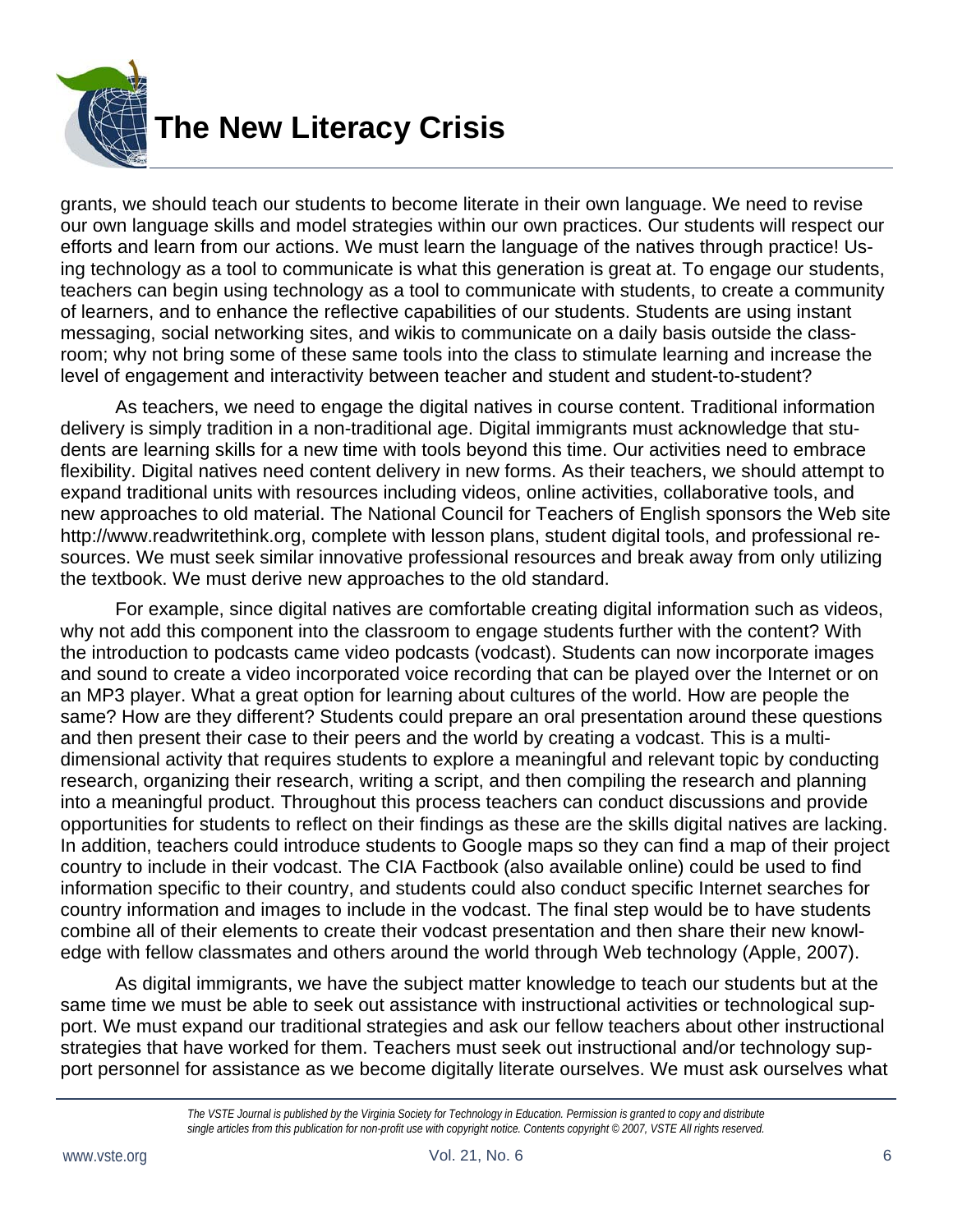grants, we should teach our students to become literate in their own language. We need to revise our own language skills and model strategies within our own practices. Our students will respect our efforts and learn from our actions. We must learn the language of the natives through practice! Using technology as a tool to communicate is what this generation is great at. To engage our students, teachers can begin using technology as a tool to communicate with students, to create a community of learners, and to enhance the reflective capabilities of our students. Students are using instant messaging, social networking sites, and wikis to communicate on a daily basis outside the classroom; why not bring some of these same tools into the class to stimulate learning and increase the level of engagement and interactivity between teacher and student and student-to-student?

As teachers, we need to engage the digital natives in course content. Traditional information delivery is simply tradition in a non-traditional age. Digital immigrants must acknowledge that students are learning skills for a new time with tools beyond this time. Our activities need to embrace flexibility. Digital natives need content delivery in new forms. As their teachers, we should attempt to expand traditional units with resources including videos, online activities, collaborative tools, and new approaches to old material. The National Council for Teachers of English sponsors the Web site http://www.readwritethink.org, complete with lesson plans, student digital tools, and professional resources. We must seek similar innovative professional resources and break away from only utilizing the textbook. We must derive new approaches to the old standard.

For example, since digital natives are comfortable creating digital information such as videos, why not add this component into the classroom to engage students further with the content? With the introduction to podcasts came video podcasts (vodcast). Students can now incorporate images and sound to create a video incorporated voice recording that can be played over the Internet or on an MP3 player. What a great option for learning about cultures of the world. How are people the same? How are they different? Students could prepare an oral presentation around these questions and then present their case to their peers and the world by creating a vodcast. This is a multi-dimensional activity that requires students to explore a meaningful and relevant topic by conducting research, organizing their research, writing a script, and then compiling the research and planning into a meaningful product. Throughout this process teachers can conduct discussions and provide opportunities for students to reflect on their findings as these are the skills digital natives are lacking. In addition, teachers could introduce students to Google maps so they can find a map of their project country to include in their vodcast. The CIA Factbook (also available online) could be used to find information specific to their country, and students could also conduct specific Internet searches for country information and images to include in the vodcast. The final step would be to have students combine all of their elements to create their vodcast presentation and then share their new knowledge with fellow classmates and others around the world through Web technology (Apple, 2007).

As digital immigrants, we have the subject matter knowledge to teach our students but at the same time we must be able to seek out assistance with instructional activities or technological support. We must expand our traditional strategies and ask our fellow teachers about other instructional strategies that have worked for them. Teachers must seek out instructional and/or technology support personnel for assistance as we become digitally literate ourselves. We must ask ourselves what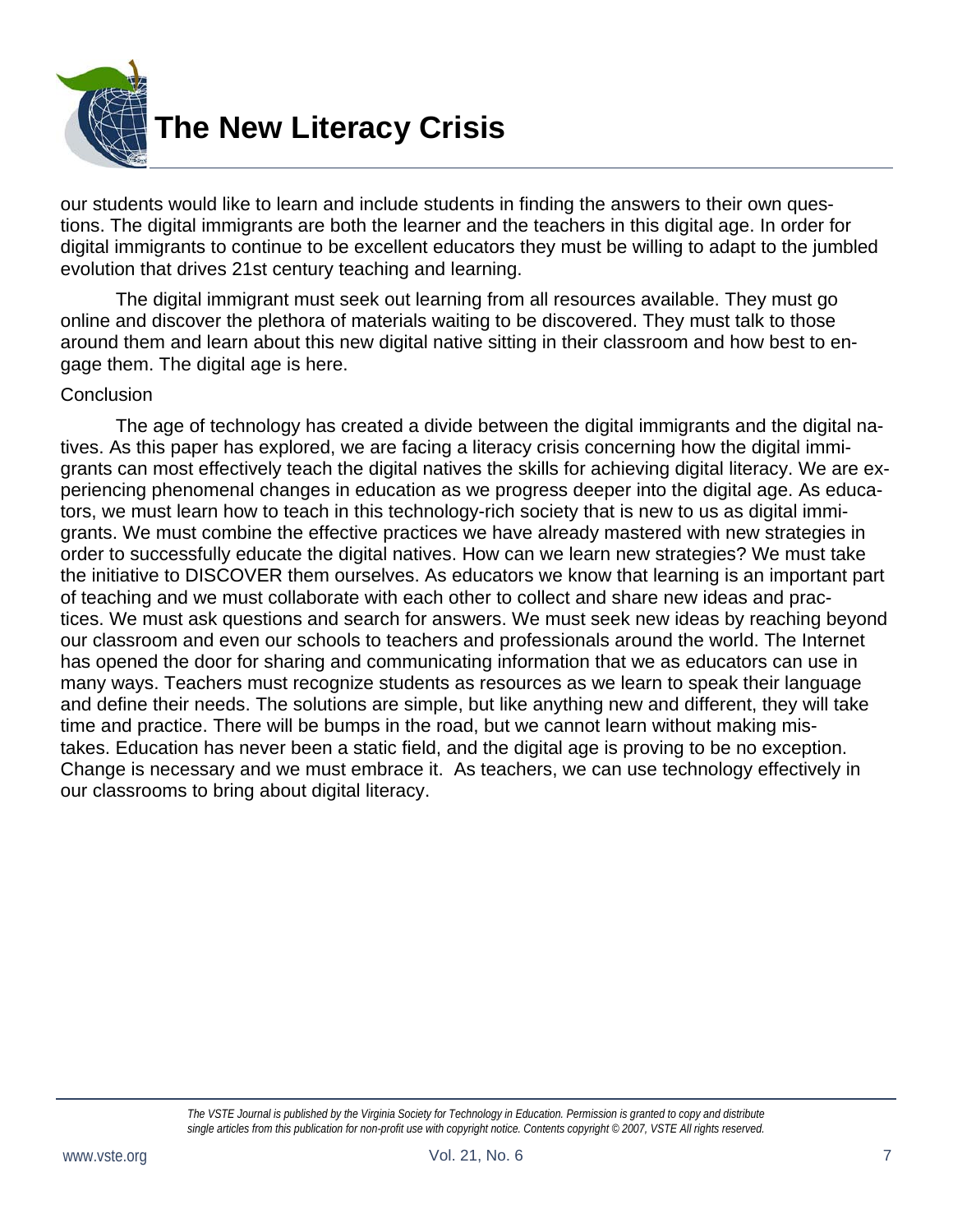our students would like to learn and include students in finding the answers to their own questions. The digital immigrants are both the learner and the teachers in this digital age. In order for digital immigrants to continue to be excellent educators they must be willing to adapt to the jumbled evolution that drives 21st century teaching and learning.

The digital immigrant must seek out learning from all resources available. They must go online and discover the plethora of materials waiting to be discovered. They must talk to those around them and learn about this new digital native sitting in their classroom and how best to engage them. The digital age is here.

## Conclusion

The age of technology has created a divide between the digital immigrants and the digital natives. As this paper has explored, we are facing a literacy crisis concerning how the digital immigrants can most effectively teach the digital natives the skills for achieving digital literacy. We are experiencing phenomenal changes in education as we progress deeper into the digital age. As educators, we must learn how to teach in this technology-rich society that is new to us as digital immigrants. We must combine the effective practices we have already mastered with new strategies in order to successfully educate the digital natives. How can we learn new strategies? We must take the initiative to DISCOVER them ourselves. As educators we know that learning is an important part of teaching and we must collaborate with each other to collect and share new ideas and practices. We must ask questions and search for answers. We must seek new ideas by reaching beyond our classroom and even our schools to teachers and professionals around the world. The Internet has opened the door for sharing and communicating information that we as educators can use in many ways. Teachers must recognize students as resources as we learn to speak their language and define their needs. The solutions are simple, but like anything new and different, they will take time and practice. There will be bumps in the road, but we cannot learn without making mistakes. Education has never been a static field, and the digital age is proving to be no exception. Change is necessary and we must embrace it. As teachers, we can use technology effectively in our classrooms to bring about digital literacy.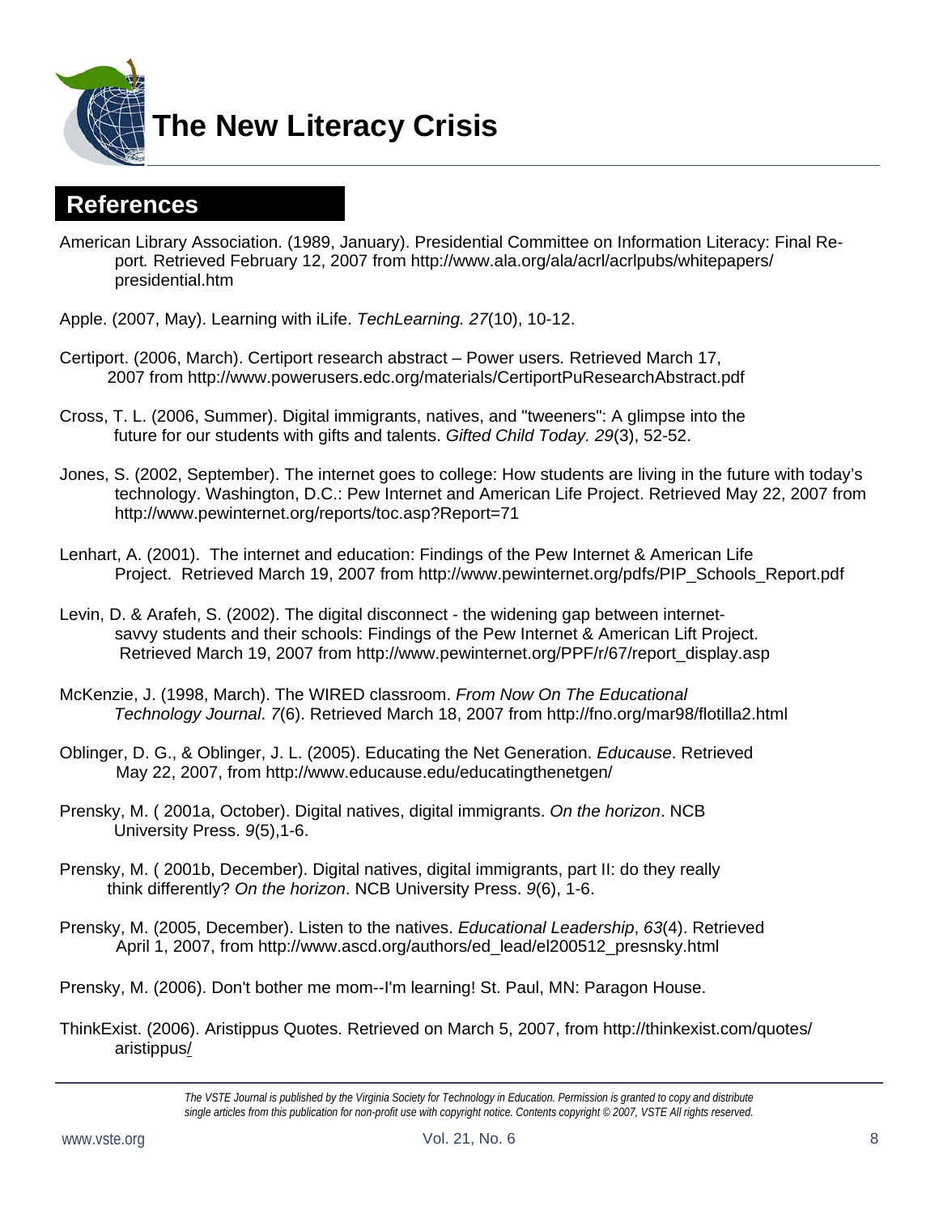## References

American Library Association. (1989, January). Presidential Committee on Information Literacy: Final Report. Retrieved February 12, 2007 from http://www.ala.org/ala/acrl/acrlpubs/whitepapers/presidential.htm

Apple. (2007, May). Learning with iLife. *TechLearning. 27*(10), 10-12.

Certiport. (2006, March). Certiport research abstract – Power users. Retrieved March 17, 2007 from http://www.powerusers.edc.org/materials/CertiportPuResearchAbstract.pdf

Cross, T. L. (2006, Summer). Digital immigrants, natives, and "tweeners": A glimpse into the future for our students with gifts and talents. *Gifted Child Today. 29*(3), 52-52.

Jones, S. (2002, September). The internet goes to college: How students are living in the future with today's technology. Washington, D.C.: Pew Internet and American Life Project. Retrieved May 22, 2007 from http://www.pewinternet.org/reports/toc.asp?Report=71

Lenhart, A. (2001). The internet and education: Findings of the Pew Internet & American Life Project. Retrieved March 19, 2007 from http://www.pewinternet.org/pdfs/PIP_Schools_Report.pdf

Levin, D. & Arafeh, S. (2002). The digital disconnect - the widening gap between internet-savvy students and their schools: Findings of the Pew Internet & American Lift Project. Retrieved March 19, 2007 from http://www.pewinternet.org/PPF/r/67/report_display.asp

McKenzie, J. (1998, March). The WIRED classroom. *From Now On The Educational Technology Journal*. *7*(6). Retrieved March 18, 2007 from http://fno.org/mar98/flotilla2.html

Oblinger, D. G., & Oblinger, J. L. (2005). Educating the Net Generation. *Educause*. Retrieved May 22, 2007, from http://www.educause.edu/educatingthenetgen/

Prensky, M. ( 2001a, October). Digital natives, digital immigrants. *On the horizon*. NCB University Press. *9*(5),1-6.

Prensky, M. ( 2001b, December). Digital natives, digital immigrants, part II: do they really think differently? *On the horizon*. NCB University Press. *9*(6), 1-6.

Prensky, M. (2005, December). Listen to the natives. *Educational Leadership*, *63*(4). Retrieved April 1, 2007, from http://www.ascd.org/authors/ed_lead/el200512_presnsky.html

Prensky, M. (2006). Don't bother me mom--I'm learning! St. Paul, MN: Paragon House.

ThinkExist. (2006). Aristippus Quotes. Retrieved on March 5, 2007, from http://thinkexist.com/quotes/aristippus/

*The VSTE Journal is published by the Virginia Society for Technology in Education. Permission is granted to copy and distribute single articles from this publication for non-profit use with copyright notice. Contents copyright © 2007, VSTE All rights reserved.*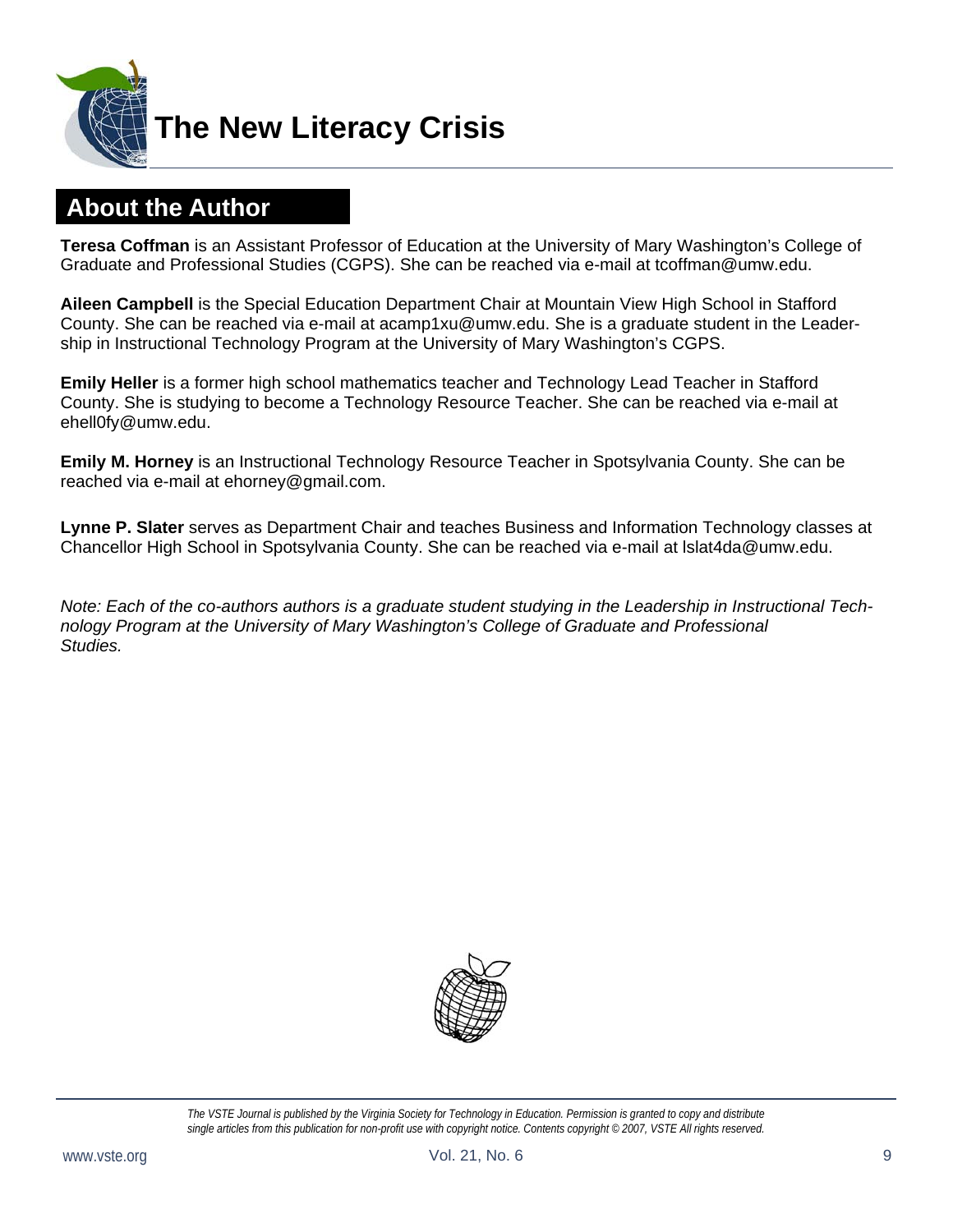# The New Literacy Crisis

## About the Author

**Teresa Coffman** is an Assistant Professor of Education at the University of Mary Washington's College of Graduate and Professional Studies (CGPS). She can be reached via e-mail at tcoffman@umw.edu.

**Aileen Campbell** is the Special Education Department Chair at Mountain View High School in Stafford County. She can be reached via e-mail at acamp1xu@umw.edu. She is a graduate student in the Leadership in Instructional Technology Program at the University of Mary Washington's CGPS.

**Emily Heller** is a former high school mathematics teacher and Technology Lead Teacher in Stafford County. She is studying to become a Technology Resource Teacher. She can be reached via e-mail at ehell0fy@umw.edu.

**Emily M. Horney** is an Instructional Technology Resource Teacher in Spotsylvania County. She can be reached via e-mail at ehorney@gmail.com.

**Lynne P. Slater** serves as Department Chair and teaches Business and Information Technology classes at Chancellor High School in Spotsylvania County. She can be reached via e-mail at lslat4da@umw.edu.

*Note: Each of the co-authors authors is a graduate student studying in the Leadership in Instructional Technology Program at the University of Mary Washington's College of Graduate and Professional Studies.*

*The VSTE Journal is published by the Virginia Society for Technology in Education. Permission is granted to copy and distribute single articles from this publication for non-profit use with copyright notice. Contents copyright © 2007, VSTE All rights reserved.*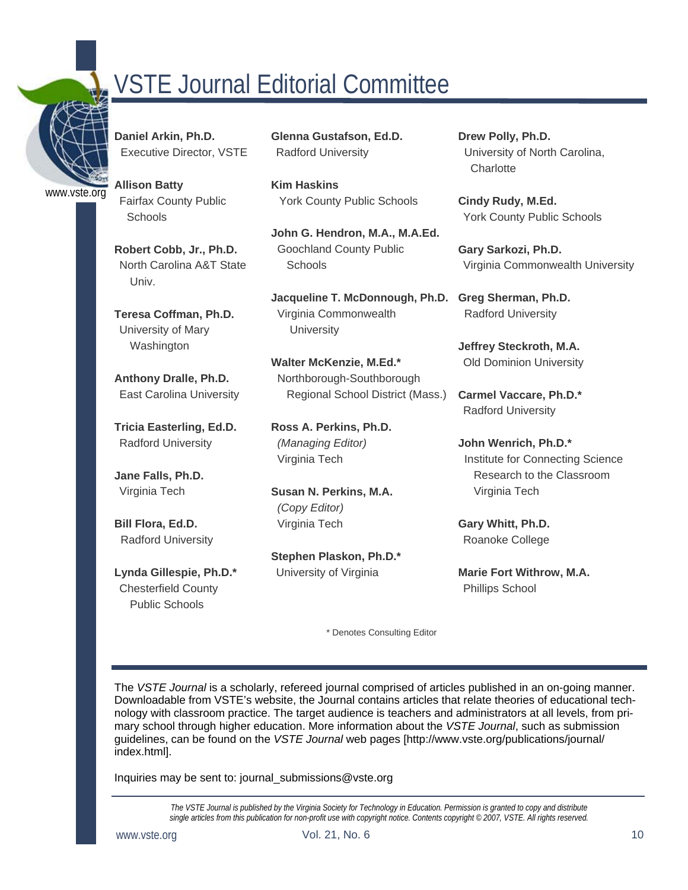# VSTE Journal Editorial Committee

**Daniel Arkin, Ph.D.**
Executive Director, VSTE

**Allison Batty**
Fairfax County Public Schools

**Robert Cobb, Jr., Ph.D.**
North Carolina A&T State Univ.

**Teresa Coffman, Ph.D.**
University of Mary Washington

**Anthony Dralle, Ph.D.**
East Carolina University

**Tricia Easterling, Ed.D.**
Radford University

**Jane Falls, Ph.D.**
Virginia Tech

**Bill Flora, Ed.D.**
Radford University

**Lynda Gillespie, Ph.D.***
Chesterfield County Public Schools

**Glenna Gustafson, Ed.D.**
Radford University

**Kim Haskins**
York County Public Schools

**John G. Hendron, M.A., M.A.Ed.**
Goochland County Public Schools

**Jacqueline T. McDonnough, Ph.D.**
Virginia Commonwealth University

**Walter McKenzie, M.Ed.***
Northborough-Southborough Regional School District (Mass.)

**Ross A. Perkins, Ph.D.**
*(Managing Editor)*
Virginia Tech

**Susan N. Perkins, M.A.**
*(Copy Editor)*
Virginia Tech

**Stephen Plaskon, Ph.D.***
University of Virginia

**Drew Polly, Ph.D.**
University of North Carolina, Charlotte

**Cindy Rudy, M.Ed.**
York County Public Schools

**Gary Sarkozi, Ph.D.**
Virginia Commonwealth University

**Greg Sherman, Ph.D.**
Radford University

**Jeffrey Steckroth, M.A.**
Old Dominion University

**Carmel Vaccare, Ph.D.***
Radford University

**John Wenrich, Ph.D.***
Institute for Connecting Science Research to the Classroom
Virginia Tech

**Gary Whitt, Ph.D.**
Roanoke College

**Marie Fort Withrow, M.A.**
Phillips School

* Denotes Consulting Editor

The *VSTE Journal* is a scholarly, refereed journal comprised of articles published in an on-going manner. Downloadable from VSTE's website, the Journal contains articles that relate theories of educational technology with classroom practice. The target audience is teachers and administrators at all levels, from primary school through higher education. More information about the *VSTE Journal*, such as submission guidelines, can be found on the *VSTE Journal* web pages [http://www.vste.org/publications/journal/index.html].

Inquiries may be sent to: journal_submissions@vste.org

*The VSTE Journal is published by the Virginia Society for Technology in Education. Permission is granted to copy and distribute single articles from this publication for non-profit use with copyright notice. Contents copyright © 2007, VSTE. All rights reserved.*